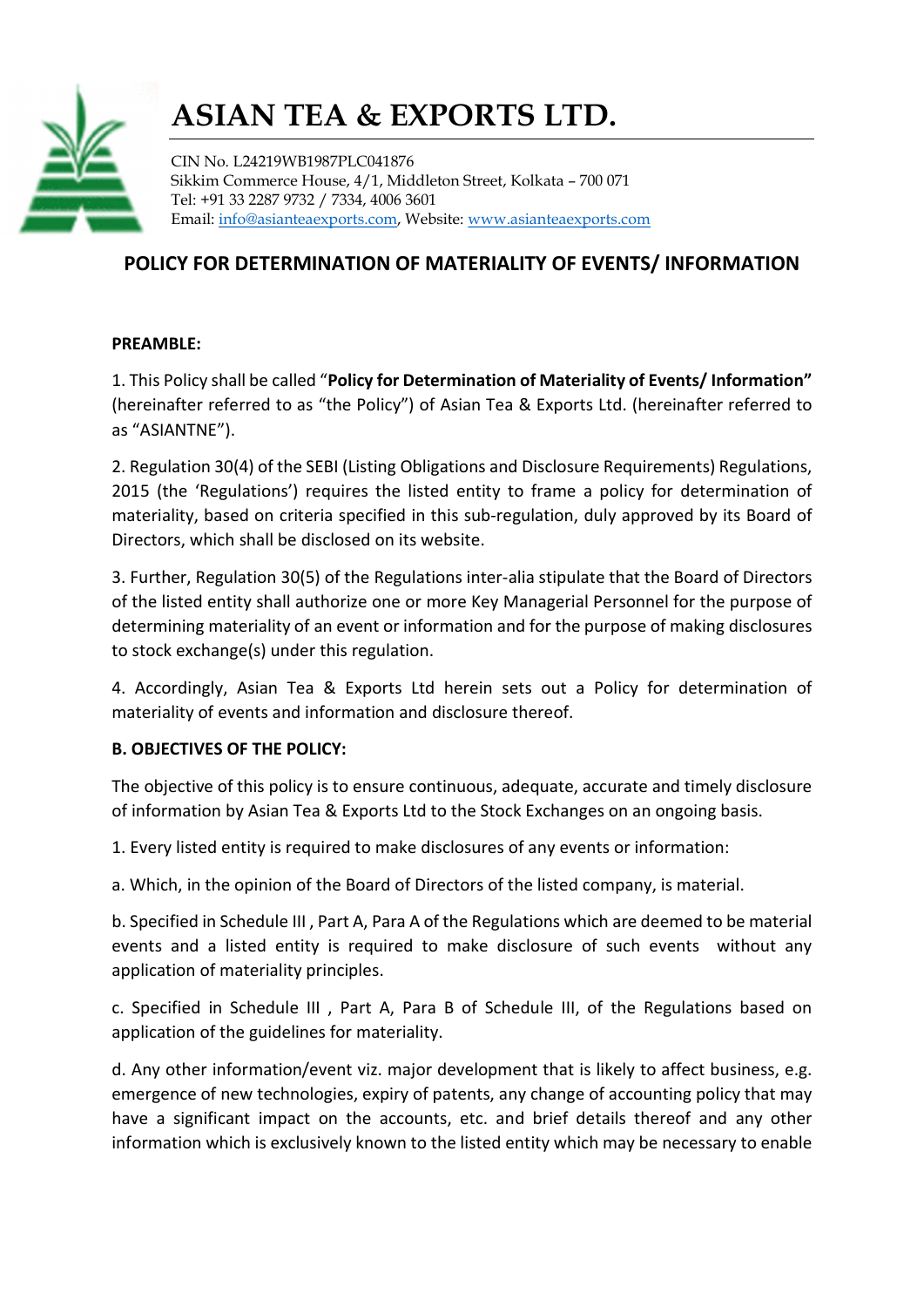# ASIAN TEA & EXPORTS LTD.

CIN No. L24219WB1987PLC041876
Sikkim Commerce House, 4/1, Middleton Street, Kolkata – 700 071
Tel: +91 33 2287 9732 / 7334, 4006 3601
Email: info@asianteaexports.com, Website: www.asianteaexports.com

## POLICY FOR DETERMINATION OF MATERIALITY OF EVENTS/ INFORMATION

**PREAMBLE:**

1. This Policy shall be called "**Policy for Determination of Materiality of Events/ Information"** (hereinafter referred to as "the Policy") of Asian Tea & Exports Ltd. (hereinafter referred to as "ASIANTNE").

2. Regulation 30(4) of the SEBI (Listing Obligations and Disclosure Requirements) Regulations, 2015 (the 'Regulations') requires the listed entity to frame a policy for determination of materiality, based on criteria specified in this sub-regulation, duly approved by its Board of Directors, which shall be disclosed on its website.

3. Further, Regulation 30(5) of the Regulations inter-alia stipulate that the Board of Directors of the listed entity shall authorize one or more Key Managerial Personnel for the purpose of determining materiality of an event or information and for the purpose of making disclosures to stock exchange(s) under this regulation.

4. Accordingly, Asian Tea & Exports Ltd herein sets out a Policy for determination of materiality of events and information and disclosure thereof.

**B. OBJECTIVES OF THE POLICY:**

The objective of this policy is to ensure continuous, adequate, accurate and timely disclosure of information by Asian Tea & Exports Ltd to the Stock Exchanges on an ongoing basis.

1. Every listed entity is required to make disclosures of any events or information:

a. Which, in the opinion of the Board of Directors of the listed company, is material.

b. Specified in Schedule III , Part A, Para A of the Regulations which are deemed to be material events and a listed entity is required to make disclosure of such events without any application of materiality principles.

c. Specified in Schedule III , Part A, Para B of Schedule III, of the Regulations based on application of the guidelines for materiality.

d. Any other information/event viz. major development that is likely to affect business, e.g. emergence of new technologies, expiry of patents, any change of accounting policy that may have a significant impact on the accounts, etc. and brief details thereof and any other information which is exclusively known to the listed entity which may be necessary to enable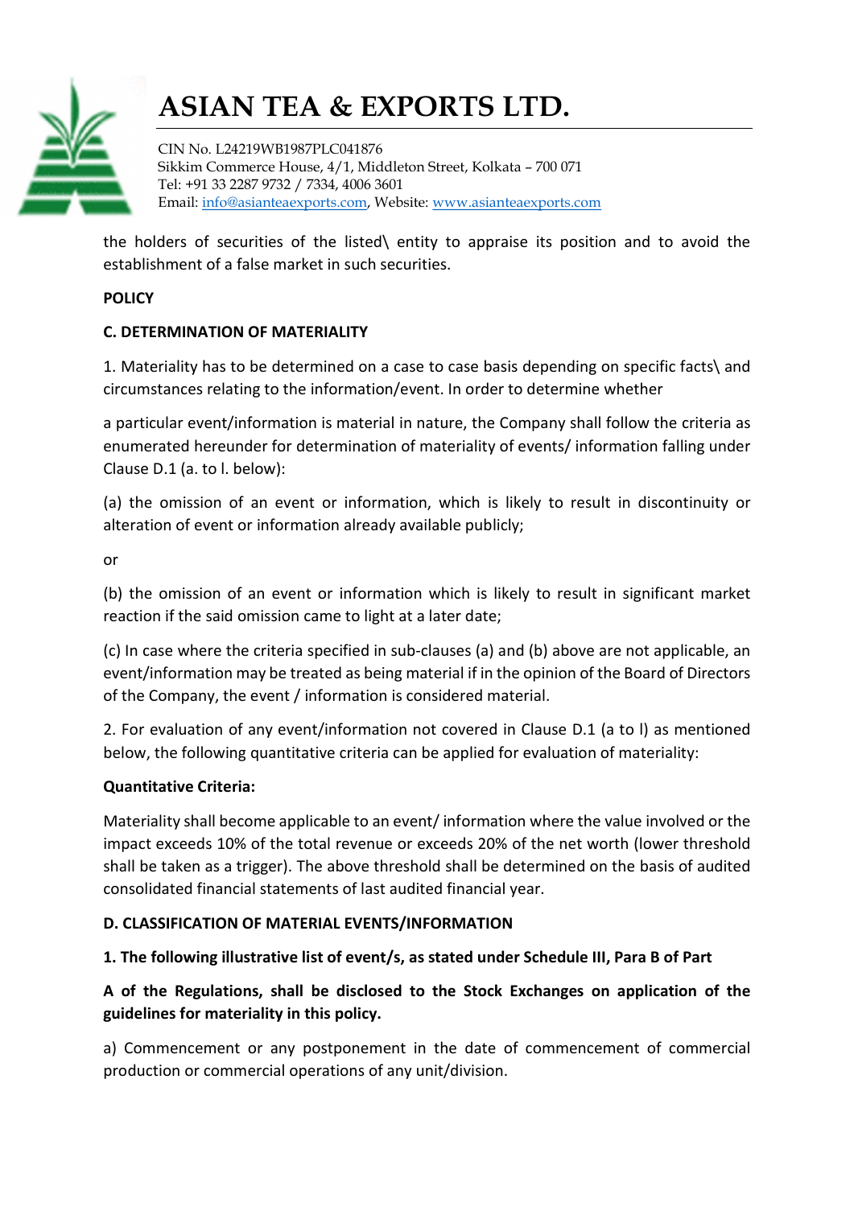the holders of securities of the listed\ entity to appraise its position and to avoid the establishment of a false market in such securities.

**POLICY**

**C. DETERMINATION OF MATERIALITY**

1. Materiality has to be determined on a case to case basis depending on specific facts\ and circumstances relating to the information/event. In order to determine whether

a particular event/information is material in nature, the Company shall follow the criteria as enumerated hereunder for determination of materiality of events/ information falling under Clause D.1 (a. to l. below):

(a) the omission of an event or information, which is likely to result in discontinuity or alteration of event or information already available publicly;

or

(b) the omission of an event or information which is likely to result in significant market reaction if the said omission came to light at a later date;

(c) In case where the criteria specified in sub-clauses (a) and (b) above are not applicable, an event/information may be treated as being material if in the opinion of the Board of Directors of the Company, the event / information is considered material.

2. For evaluation of any event/information not covered in Clause D.1 (a to l) as mentioned below, the following quantitative criteria can be applied for evaluation of materiality:

**Quantitative Criteria:**

Materiality shall become applicable to an event/ information where the value involved or the impact exceeds 10% of the total revenue or exceeds 20% of the net worth (lower threshold shall be taken as a trigger). The above threshold shall be determined on the basis of audited consolidated financial statements of last audited financial year.

**D. CLASSIFICATION OF MATERIAL EVENTS/INFORMATION**

**1. The following illustrative list of event/s, as stated under Schedule III, Para B of Part A of the Regulations, shall be disclosed to the Stock Exchanges on application of the guidelines for materiality in this policy.**

a) Commencement or any postponement in the date of commencement of commercial production or commercial operations of any unit/division.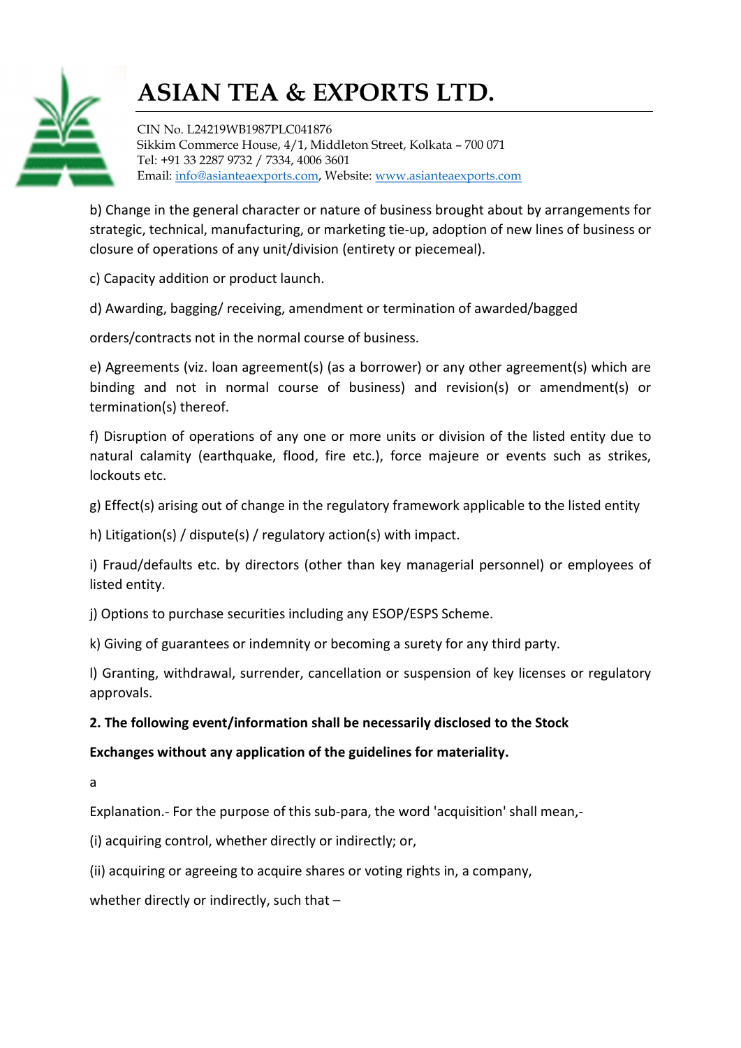b) Change in the general character or nature of business brought about by arrangements for strategic, technical, manufacturing, or marketing tie-up, adoption of new lines of business or closure of operations of any unit/division (entirety or piecemeal).

c) Capacity addition or product launch.

d) Awarding, bagging/ receiving, amendment or termination of awarded/bagged

orders/contracts not in the normal course of business.

e) Agreements (viz. loan agreement(s) (as a borrower) or any other agreement(s) which are binding and not in normal course of business) and revision(s) or amendment(s) or termination(s) thereof.

f) Disruption of operations of any one or more units or division of the listed entity due to natural calamity (earthquake, flood, fire etc.), force majeure or events such as strikes, lockouts etc.

g) Effect(s) arising out of change in the regulatory framework applicable to the listed entity

h) Litigation(s) / dispute(s) / regulatory action(s) with impact.

i) Fraud/defaults etc. by directors (other than key managerial personnel) or employees of listed entity.

j) Options to purchase securities including any ESOP/ESPS Scheme.

k) Giving of guarantees or indemnity or becoming a surety for any third party.

l) Granting, withdrawal, surrender, cancellation or suspension of key licenses or regulatory approvals.

**2. The following event/information shall be necessarily disclosed to the Stock**

**Exchanges without any application of the guidelines for materiality.**

a

Explanation.- For the purpose of this sub-para, the word 'acquisition' shall mean,-

(i) acquiring control, whether directly or indirectly; or,

(ii) acquiring or agreeing to acquire shares or voting rights in, a company,

whether directly or indirectly, such that –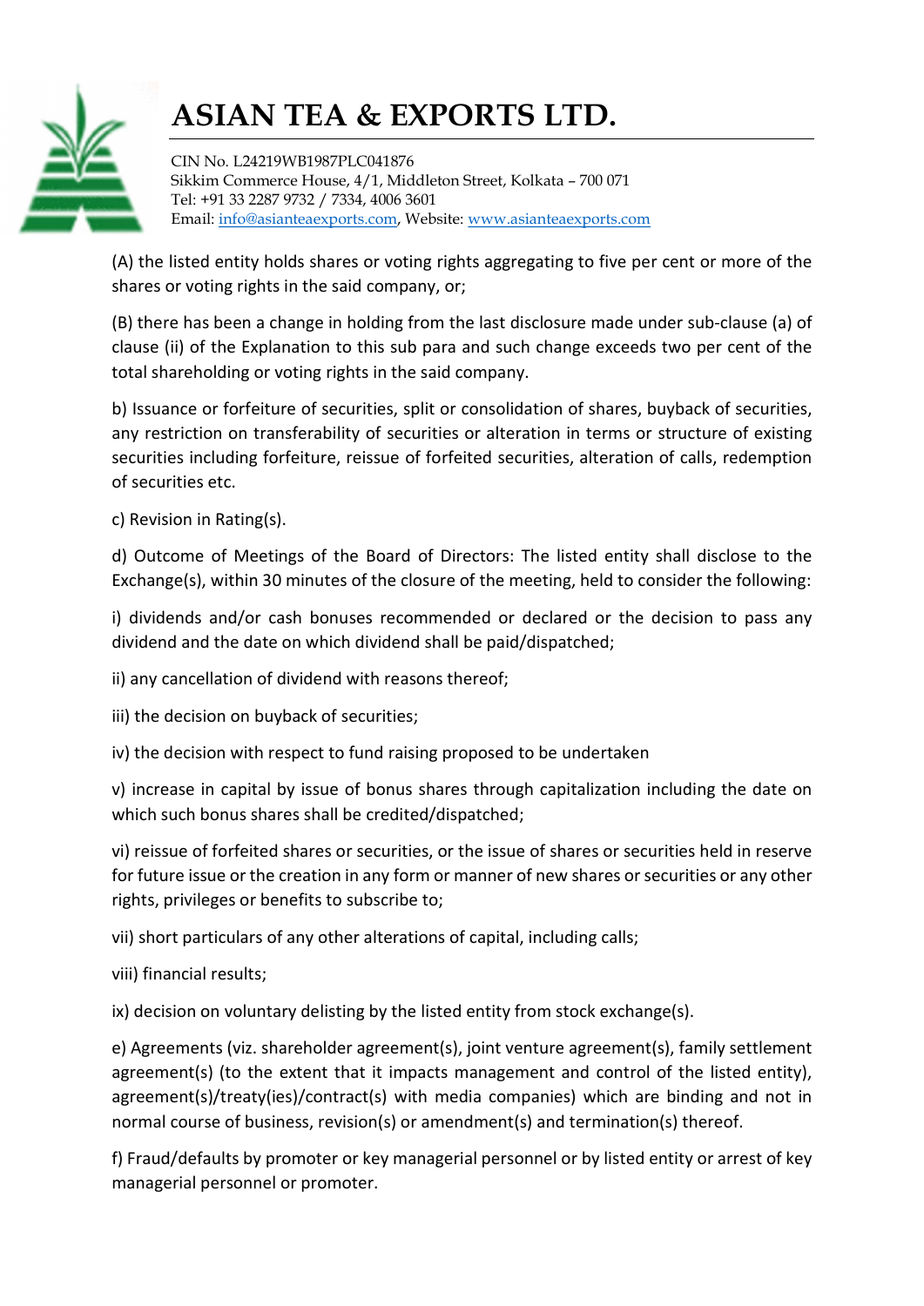(A) the listed entity holds shares or voting rights aggregating to five per cent or more of the shares or voting rights in the said company, or;

(B) there has been a change in holding from the last disclosure made under sub-clause (a) of clause (ii) of the Explanation to this sub para and such change exceeds two per cent of the total shareholding or voting rights in the said company.

b) Issuance or forfeiture of securities, split or consolidation of shares, buyback of securities, any restriction on transferability of securities or alteration in terms or structure of existing securities including forfeiture, reissue of forfeited securities, alteration of calls, redemption of securities etc.

c) Revision in Rating(s).

d) Outcome of Meetings of the Board of Directors: The listed entity shall disclose to the Exchange(s), within 30 minutes of the closure of the meeting, held to consider the following:

i) dividends and/or cash bonuses recommended or declared or the decision to pass any dividend and the date on which dividend shall be paid/dispatched;

ii) any cancellation of dividend with reasons thereof;

iii) the decision on buyback of securities;

iv) the decision with respect to fund raising proposed to be undertaken

v) increase in capital by issue of bonus shares through capitalization including the date on which such bonus shares shall be credited/dispatched;

vi) reissue of forfeited shares or securities, or the issue of shares or securities held in reserve for future issue or the creation in any form or manner of new shares or securities or any other rights, privileges or benefits to subscribe to;

vii) short particulars of any other alterations of capital, including calls;

viii) financial results;

ix) decision on voluntary delisting by the listed entity from stock exchange(s).

e) Agreements (viz. shareholder agreement(s), joint venture agreement(s), family settlement agreement(s) (to the extent that it impacts management and control of the listed entity), agreement(s)/treaty(ies)/contract(s) with media companies) which are binding and not in normal course of business, revision(s) or amendment(s) and termination(s) thereof.

f) Fraud/defaults by promoter or key managerial personnel or by listed entity or arrest of key managerial personnel or promoter.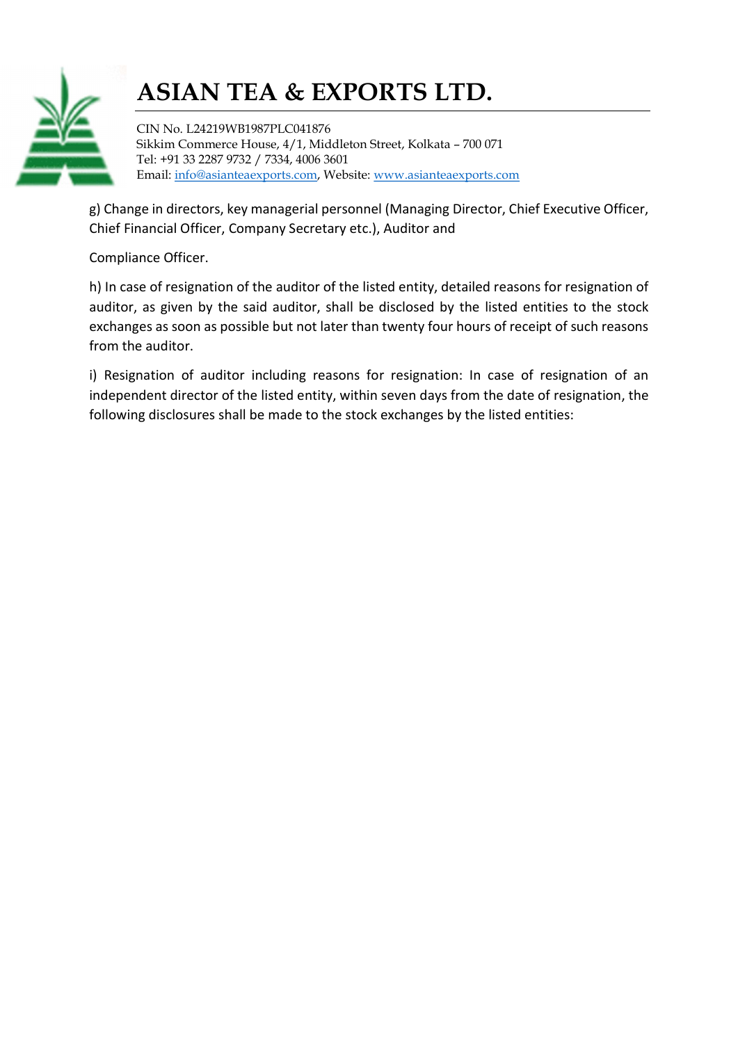# ASIAN TEA & EXPORTS LTD.

CIN No. L24219WB1987PLC041876
Sikkim Commerce House, 4/1, Middleton Street, Kolkata – 700 071
Tel: +91 33 2287 9732 / 7334, 4006 3601
Email: info@asianteaexports.com, Website: www.asianteaexports.com

g) Change in directors, key managerial personnel (Managing Director, Chief Executive Officer, Chief Financial Officer, Company Secretary etc.), Auditor and

Compliance Officer.

h) In case of resignation of the auditor of the listed entity, detailed reasons for resignation of auditor, as given by the said auditor, shall be disclosed by the listed entities to the stock exchanges as soon as possible but not later than twenty four hours of receipt of such reasons from the auditor.

i) Resignation of auditor including reasons for resignation: In case of resignation of an independent director of the listed entity, within seven days from the date of resignation, the following disclosures shall be made to the stock exchanges by the listed entities: